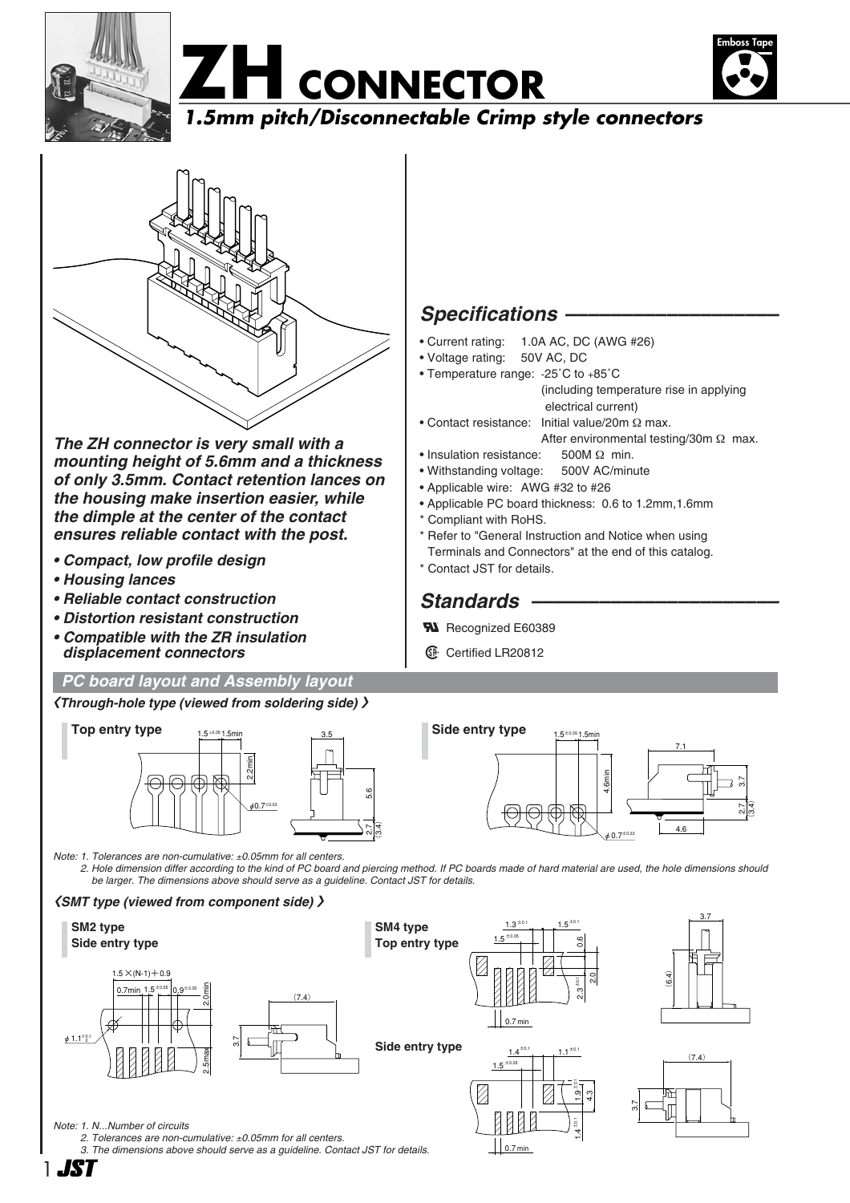# ZH CONNECTOR

*1.5mm pitch/Disconnectable Crimp style connectors*

Emboss Tape

***The ZH connector is very small with a mounting height of 5.6mm and a thickness of only 3.5mm. Contact retention lances on the housing make insertion easier, while the dimple at the center of the contact ensures reliable contact with the post.***

- ***Compact, low profile design***
- ***Housing lances***
- ***Reliable contact construction***
- ***Distortion resistant construction***
- ***Compatible with the ZR insulation displacement connectors***

## Specifications

- Current rating: 1.0A AC, DC (AWG #26)
- Voltage rating: 50V AC, DC
- Temperature range: -25˚C to +85˚C (including temperature rise in applying electrical current)
- Contact resistance: Initial value/20m Ω max. After environmental testing/30m Ω max.
- Insulation resistance: 500M Ω min.
- Withstanding voltage: 500V AC/minute
- Applicable wire: AWG #32 to #26
- Applicable PC board thickness: 0.6 to 1.2mm,1.6mm

\* Compliant with RoHS.
\* Refer to "General Instruction and Notice when using Terminals and Connectors" at the end of this catalog.
\* Contact JST for details.

## Standards

UL Recognized E60389

CSA Certified LR20812

## PC board layout and Assembly layout

*〈Through-hole type (viewed from soldering side)〉*

**Top entry type**

**Side entry type**

*Note: 1. Tolerances are non-cumulative: ±0.05mm for all centers.*
*2. Hole dimension differ according to the kind of PC board and piercing method. If PC boards made of hard material are used, the hole dimensions should be larger. The dimensions above should serve as a guideline. Contact JST for details.*

*〈SMT type (viewed from component side)〉*

**SM2 type**
**Side entry type**

**SM4 type**
**Top entry type**

**Side entry type**

*Note: 1. N...Number of circuits*
*2. Tolerances are non-cumulative: ±0.05mm for all centers.*
*3. The dimensions above should serve as a guideline. Contact JST for details.*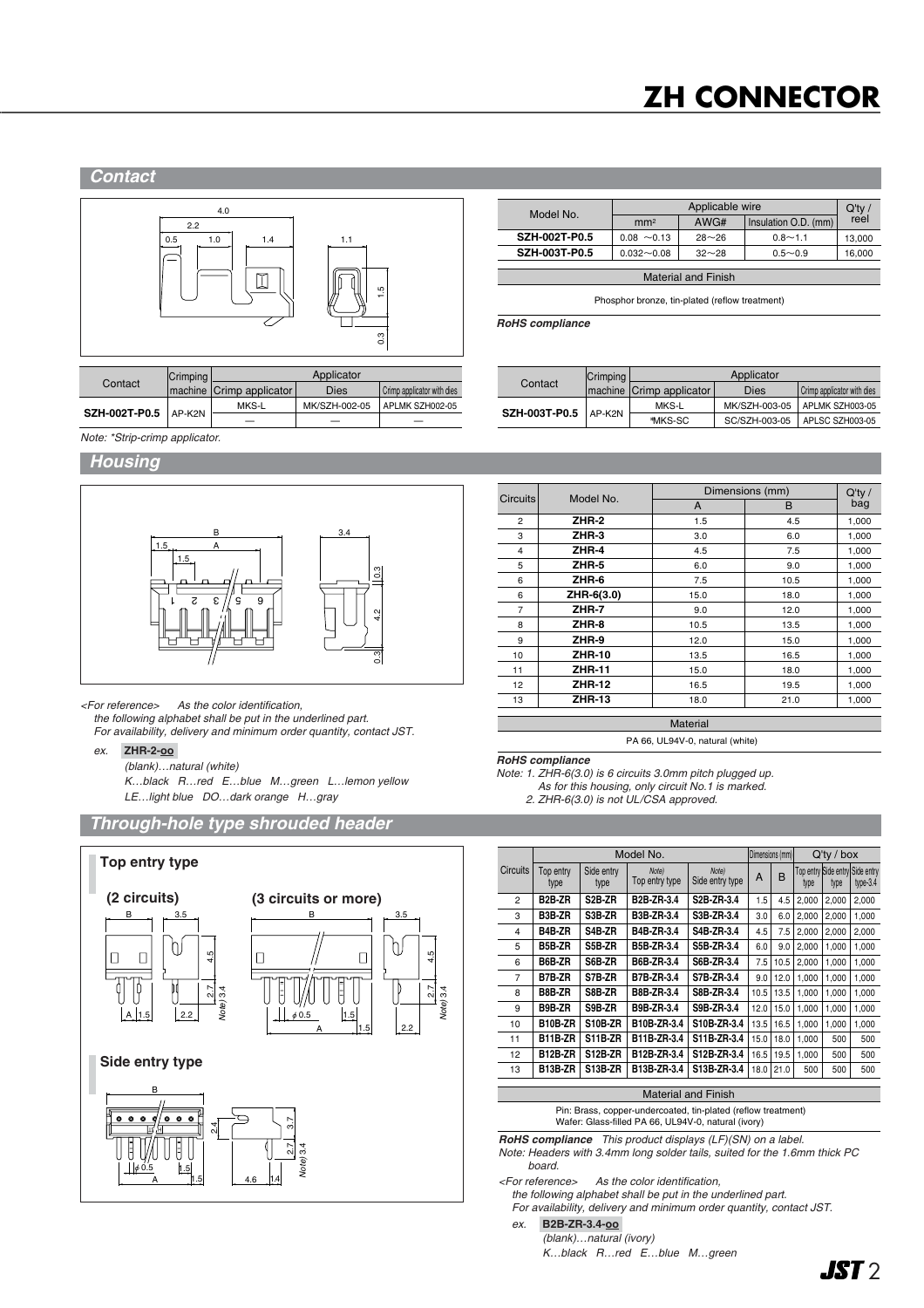# ZH CONNECTOR

## Contact

| Model No. | Applicable wire | | | Q'ty / reel |
|---|---|---|---|---|
| | mm² | AWG# | Insulation O.D. (mm) | |
| **SZH-002T-P0.5** | 0.08 ～0.13 | 28～26 | 0.8～1.1 | 13,000 |
| **SZH-003T-P0.5** | 0.032～0.08 | 32～28 | 0.5～0.9 | 16,000 |

| Material and Finish |
|---|
| Phosphor bronze, tin-plated (reflow treatment) |

***RoHS compliance***

| Contact | Crimping machine | Applicator | | |
|---|---|---|---|---|
| | | Crimp applicator | Dies | Crimp applicator with dies |
| **SZH-002T-P0.5** | AP-K2N | MKS-L | MK/SZH-002-05 | APLMK SZH002-05 |
| | | — | — | — |

| Contact | Crimping machine | Applicator | | |
|---|---|---|---|---|
| | | Crimp applicator | Dies | Crimp applicator with dies |
| **SZH-003T-P0.5** | AP-K2N | MKS-L | MK/SZH-003-05 | APLMK SZH003-05 |
| | | *MKS-SC | SC/SZH-003-05 | APLSC SZH003-05 |

*Note: *Strip-crimp applicator.*

## Housing

| Circuits | Model No. | Dimensions (mm) | | Q'ty / bag |
|---|---|---|---|---|
| | | A | B | |
| 2 | **ZHR-2** | 1.5 | 4.5 | 1,000 |
| 3 | **ZHR-3** | 3.0 | 6.0 | 1,000 |
| 4 | **ZHR-4** | 4.5 | 7.5 | 1,000 |
| 5 | **ZHR-5** | 6.0 | 9.0 | 1,000 |
| 6 | **ZHR-6** | 7.5 | 10.5 | 1,000 |
| 6 | **ZHR-6(3.0)** | 15.0 | 18.0 | 1,000 |
| 7 | **ZHR-7** | 9.0 | 12.0 | 1,000 |
| 8 | **ZHR-8** | 10.5 | 13.5 | 1,000 |
| 9 | **ZHR-9** | 12.0 | 15.0 | 1,000 |
| 10 | **ZHR-10** | 13.5 | 16.5 | 1,000 |
| 11 | **ZHR-11** | 15.0 | 18.0 | 1,000 |
| 12 | **ZHR-12** | 16.5 | 19.5 | 1,000 |
| 13 | **ZHR-13** | 18.0 | 21.0 | 1,000 |

| Material |
|---|
| PA 66, UL94V-0, natural (white) |

***RoHS compliance***

*Note: 1. ZHR-6(3.0) is 6 circuits 3.0mm pitch plugged up. As for this housing, only circuit No.1 is marked.*
*2. ZHR-6(3.0) is not UL/CSA approved.*

*<For reference> As the color identification, the following alphabet shall be put in the underlined part. For availability, delivery and minimum order quantity, contact JST.*

*ex.* **ZHR-2-oo**

*(blank)…natural (white)*
*K…black R…red E…blue M…green L…lemon yellow*
*LE…light blue DO…dark orange H…gray*

## Through-hole type shrouded header

**Top entry type**

**(2 circuits)** **(3 circuits or more)**

**Side entry type**

| Circuits | Model No. | | | | Dimensions (mm) | | Q'ty / box | | |
|---|---|---|---|---|---|---|---|---|---|
| | Top entry type | Side entry type | Note) Top entry type | Note) Side entry type | A | B | Top entry type | Side entry type | Side entry type-3.4 |
| 2 | **B2B-ZR** | **S2B-ZR** | **B2B-ZR-3.4** | **S2B-ZR-3.4** | 1.5 | 4.5 | 2,000 | 2,000 | 2,000 |
| 3 | **B3B-ZR** | **S3B-ZR** | **B3B-ZR-3.4** | **S3B-ZR-3.4** | 3.0 | 6.0 | 2,000 | 2,000 | 1,000 |
| 4 | **B4B-ZR** | **S4B-ZR** | **B4B-ZR-3.4** | **S4B-ZR-3.4** | 4.5 | 7.5 | 2,000 | 2,000 | 2,000 |
| 5 | **B5B-ZR** | **S5B-ZR** | **B5B-ZR-3.4** | **S5B-ZR-3.4** | 6.0 | 9.0 | 2,000 | 1,000 | 1,000 |
| 6 | **B6B-ZR** | **S6B-ZR** | **B6B-ZR-3.4** | **S6B-ZR-3.4** | 7.5 | 10.5 | 2,000 | 1,000 | 1,000 |
| 7 | **B7B-ZR** | **S7B-ZR** | **B7B-ZR-3.4** | **S7B-ZR-3.4** | 9.0 | 12.0 | 1,000 | 1,000 | 1,000 |
| 8 | **B8B-ZR** | **S8B-ZR** | **B8B-ZR-3.4** | **S8B-ZR-3.4** | 10.5 | 13.5 | 1,000 | 1,000 | 1,000 |
| 9 | **B9B-ZR** | **S9B-ZR** | **B9B-ZR-3.4** | **S9B-ZR-3.4** | 12.0 | 15.0 | 1,000 | 1,000 | 1,000 |
| 10 | **B10B-ZR** | **S10B-ZR** | **B10B-ZR-3.4** | **S10B-ZR-3.4** | 13.5 | 16.5 | 1,000 | 1,000 | 1,000 |
| 11 | **B11B-ZR** | **S11B-ZR** | **B11B-ZR-3.4** | **S11B-ZR-3.4** | 15.0 | 18.0 | 1,000 | 500 | 500 |
| 12 | **B12B-ZR** | **S12B-ZR** | **B12B-ZR-3.4** | **S12B-ZR-3.4** | 16.5 | 19.5 | 1,000 | 500 | 500 |
| 13 | **B13B-ZR** | **S13B-ZR** | **B13B-ZR-3.4** | **S13B-ZR-3.4** | 18.0 | 21.0 | 500 | 500 | 500 |

| Material and Finish |
|---|
| Pin: Brass, copper-undercoated, tin-plated (reflow treatment)<br>Wafer: Glass-filled PA 66, UL94V-0, natural (ivory) |

***RoHS compliance*** *This product displays (LF)(SN) on a label.*

*Note: Headers with 3.4mm long solder tails, suited for the 1.6mm thick PC board.*

*<For reference> As the color identification, the following alphabet shall be put in the underlined part. For availability, delivery and minimum order quantity, contact JST.*

*ex.* **B2B-ZR-3.4-oo**

*(blank)…natural (ivory)*
*K…black R…red E…blue M…green*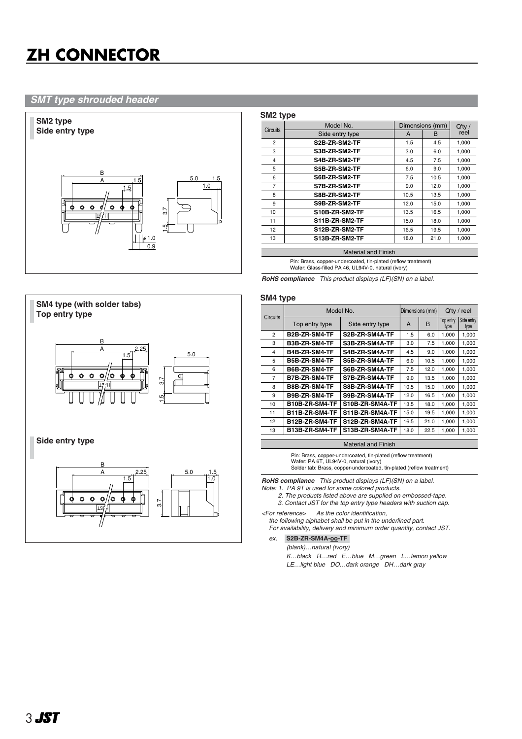# ZH CONNECTOR

## SMT type shrouded header

**SM2 type**
**Side entry type**

B
A
1.5
1.5
5.0
1.5
1.0
3.7
1.5
1.0
0.9

**SM4 type (with solder tabs)**
**Top entry type**

B
A
2.25
1.5
5.0
3.7
1.5

**Side entry type**

B
A
2.25
1.5
5.0
1.5
1.0
3.7

### SM2 type

| Circuits | Model No. | Dimensions (mm) | | Q'ty / reel |
|---|---|---|---|---|
| | Side entry type | A | B | |
| 2 | **S2B-ZR-SM2-TF** | 1.5 | 4.5 | 1,000 |
| 3 | **S3B-ZR-SM2-TF** | 3.0 | 6.0 | 1,000 |
| 4 | **S4B-ZR-SM2-TF** | 4.5 | 7.5 | 1,000 |
| 5 | **S5B-ZR-SM2-TF** | 6.0 | 9.0 | 1,000 |
| 6 | **S6B-ZR-SM2-TF** | 7.5 | 10.5 | 1,000 |
| 7 | **S7B-ZR-SM2-TF** | 9.0 | 12.0 | 1,000 |
| 8 | **S8B-ZR-SM2-TF** | 10.5 | 13.5 | 1,000 |
| 9 | **S9B-ZR-SM2-TF** | 12.0 | 15.0 | 1,000 |
| 10 | **S10B-ZR-SM2-TF** | 13.5 | 16.5 | 1,000 |
| 11 | **S11B-ZR-SM2-TF** | 15.0 | 18.0 | 1,000 |
| 12 | **S12B-ZR-SM2-TF** | 16.5 | 19.5 | 1,000 |
| 13 | **S13B-ZR-SM2-TF** | 18.0 | 21.0 | 1,000 |

**Material and Finish**

Pin: Brass, copper-undercoated, tin-plated (reflow treatment)
Wafer: Glass-filled PA 46, UL94V-0, natural (ivory)

***RoHS compliance*** *This product displays (LF)(SN) on a label.*

### SM4 type

| Circuits | Model No. | | Dimensions (mm) | | Q'ty / reel | |
|---|---|---|---|---|---|---|
| | Top entry type | Side entry type | A | B | Top entry type | Side entry type |
| 2 | **B2B-ZR-SM4-TF** | **S2B-ZR-SM4A-TF** | 1.5 | 6.0 | 1,000 | 1,000 |
| 3 | **B3B-ZR-SM4-TF** | **S3B-ZR-SM4A-TF** | 3.0 | 7.5 | 1,000 | 1,000 |
| 4 | **B4B-ZR-SM4-TF** | **S4B-ZR-SM4A-TF** | 4.5 | 9.0 | 1,000 | 1,000 |
| 5 | **B5B-ZR-SM4-TF** | **S5B-ZR-SM4A-TF** | 6.0 | 10.5 | 1,000 | 1,000 |
| 6 | **B6B-ZR-SM4-TF** | **S6B-ZR-SM4A-TF** | 7.5 | 12.0 | 1,000 | 1,000 |
| 7 | **B7B-ZR-SM4-TF** | **S7B-ZR-SM4A-TF** | 9.0 | 13.5 | 1,000 | 1,000 |
| 8 | **B8B-ZR-SM4-TF** | **S8B-ZR-SM4A-TF** | 10.5 | 15.0 | 1,000 | 1,000 |
| 9 | **B9B-ZR-SM4-TF** | **S9B-ZR-SM4A-TF** | 12.0 | 16.5 | 1,000 | 1,000 |
| 10 | **B10B-ZR-SM4-TF** | **S10B-ZR-SM4A-TF** | 13.5 | 18.0 | 1,000 | 1,000 |
| 11 | **B11B-ZR-SM4-TF** | **S11B-ZR-SM4A-TF** | 15.0 | 19.5 | 1,000 | 1,000 |
| 12 | **B12B-ZR-SM4-TF** | **S12B-ZR-SM4A-TF** | 16.5 | 21.0 | 1,000 | 1,000 |
| 13 | **B13B-ZR-SM4-TF** | **S13B-ZR-SM4A-TF** | 18.0 | 22.5 | 1,000 | 1,000 |

**Material and Finish**

Pin: Brass, copper-undercoated, tin-plated (reflow treatment)
Wafer: PA 6T, UL94V-0, natural (ivory)
Solder tab: Brass, copper-undercoated, tin-plated (reflow treatment)

***RoHS compliance*** *This product displays (LF)(SN) on a label.*

*Note: 1. PA 9T is used for some colored products.*
*2. The products listed above are supplied on embossed-tape.*
*3. Contact JST for the top entry type headers with suction cap.*

*<For reference> As the color identification,*
*the following alphabet shall be put in the underlined part.*
*For availability, delivery and minimum order quantity, contact JST.*

*ex.* **S2B-ZR-SM4A-oo-TF**

*(blank)…natural (ivory)*
*K…black R…red E…blue M…green L…lemon yellow*
*LE…light blue DO…dark orange DH…dark gray*